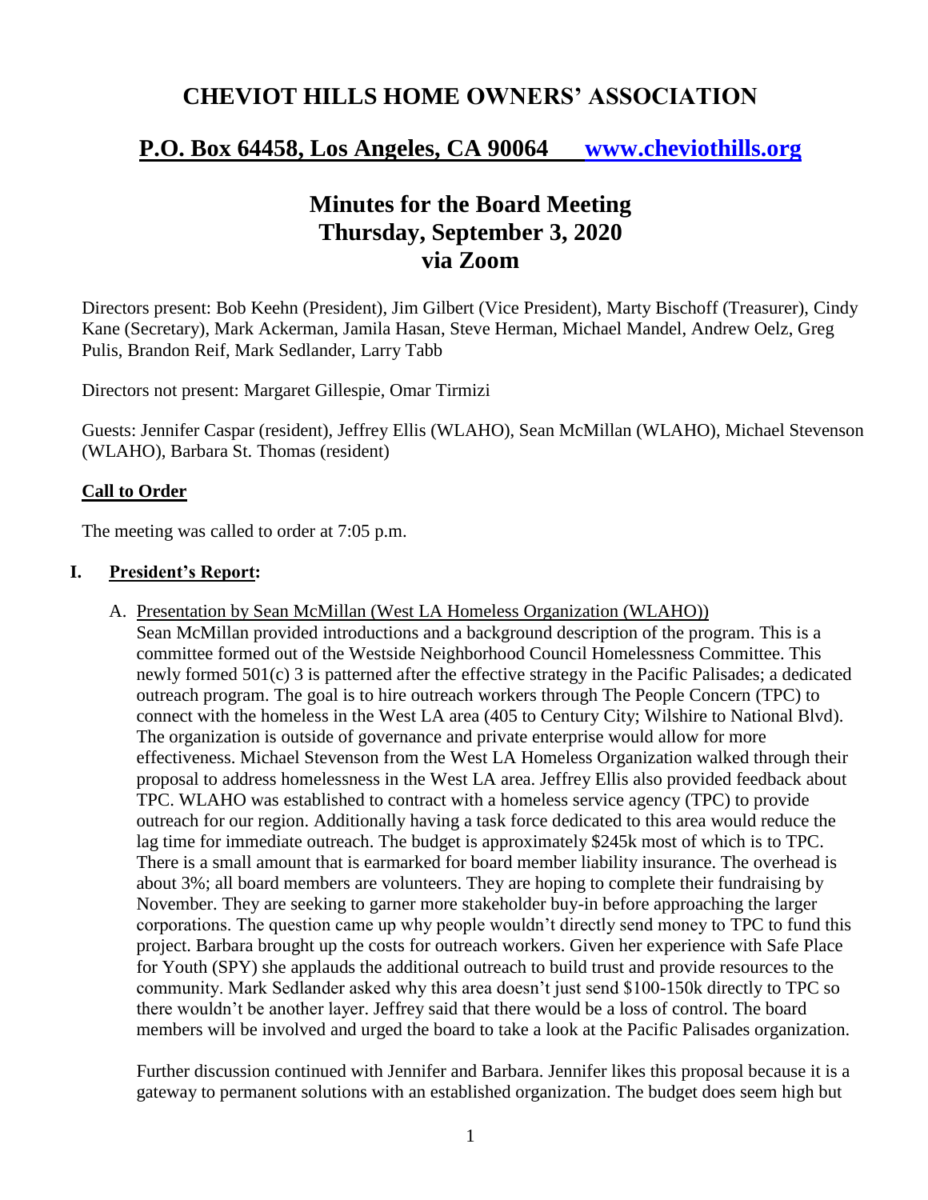# CHEVIOT HILLS HOME OWNERS' ASSOCIATION

## P.O. Box 64458, Los Angeles, CA 90064 [www.cheviothills.org](http://www.cheviothills.org)

## Minutes for the Board Meeting
## Thursday, September 3, 2020
## via Zoom

Directors present: Bob Keehn (President), Jim Gilbert (Vice President), Marty Bischoff (Treasurer), Cindy Kane (Secretary), Mark Ackerman, Jamila Hasan, Steve Herman, Michael Mandel, Andrew Oelz, Greg Pulis, Brandon Reif, Mark Sedlander, Larry Tabb

Directors not present: Margaret Gillespie, Omar Tirmizi

Guests: Jennifer Caspar (resident), Jeffrey Ellis (WLAHO), Sean McMillan (WLAHO), Michael Stevenson (WLAHO), Barbara St. Thomas (resident)

### Call to Order

The meeting was called to order at 7:05 p.m.

### I. President's Report:

A. Presentation by Sean McMillan (West LA Homeless Organization (WLAHO))

Sean McMillan provided introductions and a background description of the program. This is a committee formed out of the Westside Neighborhood Council Homelessness Committee. This newly formed 501(c) 3 is patterned after the effective strategy in the Pacific Palisades; a dedicated outreach program. The goal is to hire outreach workers through The People Concern (TPC) to connect with the homeless in the West LA area (405 to Century City; Wilshire to National Blvd). The organization is outside of governance and private enterprise would allow for more effectiveness. Michael Stevenson from the West LA Homeless Organization walked through their proposal to address homelessness in the West LA area. Jeffrey Ellis also provided feedback about TPC. WLAHO was established to contract with a homeless service agency (TPC) to provide outreach for our region. Additionally having a task force dedicated to this area would reduce the lag time for immediate outreach. The budget is approximately $245k most of which is to TPC. There is a small amount that is earmarked for board member liability insurance. The overhead is about 3%; all board members are volunteers. They are hoping to complete their fundraising by November. They are seeking to garner more stakeholder buy-in before approaching the larger corporations. The question came up why people wouldn't directly send money to TPC to fund this project. Barbara brought up the costs for outreach workers. Given her experience with Safe Place for Youth (SPY) she applauds the additional outreach to build trust and provide resources to the community. Mark Sedlander asked why this area doesn't just send $100-150k directly to TPC so there wouldn't be another layer. Jeffrey said that there would be a loss of control. The board members will be involved and urged the board to take a look at the Pacific Palisades organization.

Further discussion continued with Jennifer and Barbara. Jennifer likes this proposal because it is a gateway to permanent solutions with an established organization. The budget does seem high but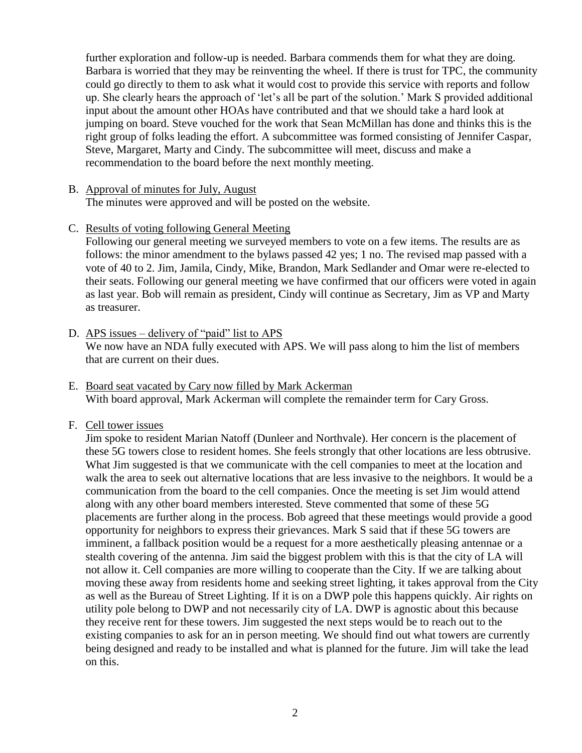further exploration and follow-up is needed. Barbara commends them for what they are doing. Barbara is worried that they may be reinventing the wheel. If there is trust for TPC, the community could go directly to them to ask what it would cost to provide this service with reports and follow up. She clearly hears the approach of 'let's all be part of the solution.' Mark S provided additional input about the amount other HOAs have contributed and that we should take a hard look at jumping on board. Steve vouched for the work that Sean McMillan has done and thinks this is the right group of folks leading the effort. A subcommittee was formed consisting of Jennifer Caspar, Steve, Margaret, Marty and Cindy. The subcommittee will meet, discuss and make a recommendation to the board before the next monthly meeting.

B. Approval of minutes for July, August

The minutes were approved and will be posted on the website.

C. Results of voting following General Meeting

Following our general meeting we surveyed members to vote on a few items. The results are as follows: the minor amendment to the bylaws passed 42 yes; 1 no. The revised map passed with a vote of 40 to 2. Jim, Jamila, Cindy, Mike, Brandon, Mark Sedlander and Omar were re-elected to their seats. Following our general meeting we have confirmed that our officers were voted in again as last year. Bob will remain as president, Cindy will continue as Secretary, Jim as VP and Marty as treasurer.

D. APS issues – delivery of "paid" list to APS

We now have an NDA fully executed with APS. We will pass along to him the list of members that are current on their dues.

E. Board seat vacated by Cary now filled by Mark Ackerman

With board approval, Mark Ackerman will complete the remainder term for Cary Gross.

F. Cell tower issues

Jim spoke to resident Marian Natoff (Dunleer and Northvale). Her concern is the placement of these 5G towers close to resident homes. She feels strongly that other locations are less obtrusive. What Jim suggested is that we communicate with the cell companies to meet at the location and walk the area to seek out alternative locations that are less invasive to the neighbors. It would be a communication from the board to the cell companies. Once the meeting is set Jim would attend along with any other board members interested. Steve commented that some of these 5G placements are further along in the process. Bob agreed that these meetings would provide a good opportunity for neighbors to express their grievances. Mark S said that if these 5G towers are imminent, a fallback position would be a request for a more aesthetically pleasing antennae or a stealth covering of the antenna. Jim said the biggest problem with this is that the city of LA will not allow it. Cell companies are more willing to cooperate than the City. If we are talking about moving these away from residents home and seeking street lighting, it takes approval from the City as well as the Bureau of Street Lighting. If it is on a DWP pole this happens quickly. Air rights on utility pole belong to DWP and not necessarily city of LA. DWP is agnostic about this because they receive rent for these towers. Jim suggested the next steps would be to reach out to the existing companies to ask for an in person meeting. We should find out what towers are currently being designed and ready to be installed and what is planned for the future. Jim will take the lead on this.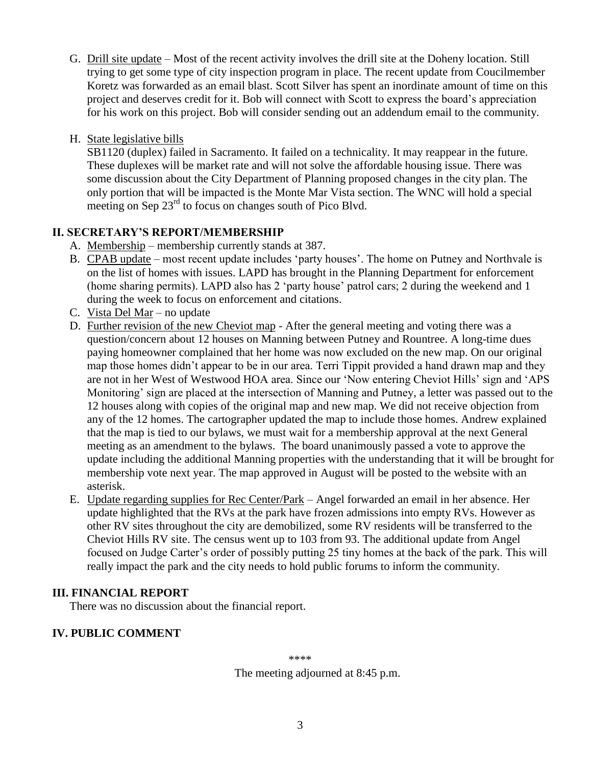G. <u>Drill site update</u> – Most of the recent activity involves the drill site at the Doheny location. Still trying to get some type of city inspection program in place. The recent update from Coucilmember Koretz was forwarded as an email blast. Scott Silver has spent an inordinate amount of time on this project and deserves credit for it. Bob will connect with Scott to express the board's appreciation for his work on this project. Bob will consider sending out an addendum email to the community.

H. <u>State legislative bills</u>
SB1120 (duplex) failed in Sacramento. It failed on a technicality. It may reappear in the future. These duplexes will be market rate and will not solve the affordable housing issue. There was some discussion about the City Department of Planning proposed changes in the city plan. The only portion that will be impacted is the Monte Mar Vista section. The WNC will hold a special meeting on Sep 23rd to focus on changes south of Pico Blvd.

## II. SECRETARY'S REPORT/MEMBERSHIP

A. <u>Membership</u> – membership currently stands at 387.
B. <u>CPAB update</u> – most recent update includes 'party houses'. The home on Putney and Northvale is on the list of homes with issues. LAPD has brought in the Planning Department for enforcement (home sharing permits). LAPD also has 2 'party house' patrol cars; 2 during the weekend and 1 during the week to focus on enforcement and citations.
C. <u>Vista Del Mar</u> – no update
D. <u>Further revision of the new Cheviot map</u> - After the general meeting and voting there was a question/concern about 12 houses on Manning between Putney and Rountree. A long-time dues paying homeowner complained that her home was now excluded on the new map. On our original map those homes didn't appear to be in our area. Terri Tippit provided a hand drawn map and they are not in her West of Westwood HOA area. Since our 'Now entering Cheviot Hills' sign and 'APS Monitoring' sign are placed at the intersection of Manning and Putney, a letter was passed out to the 12 houses along with copies of the original map and new map. We did not receive objection from any of the 12 homes. The cartographer updated the map to include those homes. Andrew explained that the map is tied to our bylaws, we must wait for a membership approval at the next General meeting as an amendment to the bylaws. The board unanimously passed a vote to approve the update including the additional Manning properties with the understanding that it will be brought for membership vote next year. The map approved in August will be posted to the website with an asterisk.
E. <u>Update regarding supplies for Rec Center/Park</u> – Angel forwarded an email in her absence. Her update highlighted that the RVs at the park have frozen admissions into empty RVs. However as other RV sites throughout the city are demobilized, some RV residents will be transferred to the Cheviot Hills RV site. The census went up to 103 from 93. The additional update from Angel focused on Judge Carter's order of possibly putting 25 tiny homes at the back of the park. This will really impact the park and the city needs to hold public forums to inform the community.

## III. FINANCIAL REPORT

There was no discussion about the financial report.

## IV. PUBLIC COMMENT

****

The meeting adjourned at 8:45 p.m.